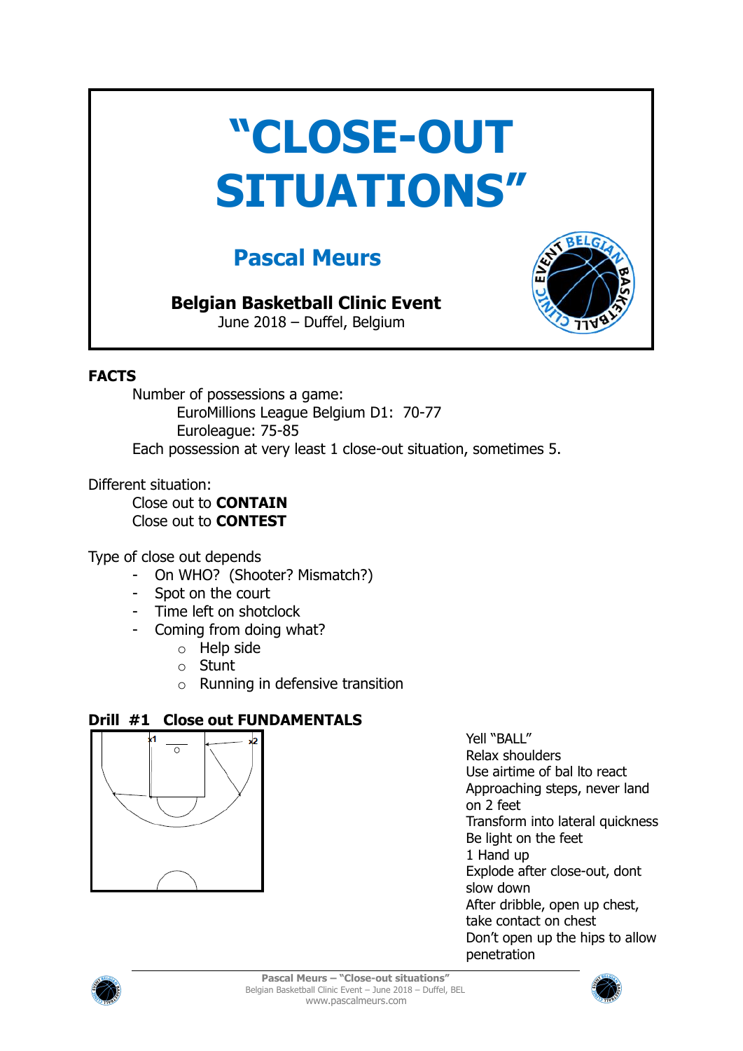# "CLOSE-OUT SITUATIONS"

## Pascal Meurs

**Belgian Basketball Clinic Event**
June 2018 – Duffel, Belgium

**FACTS**

Number of possessions a game:

EuroMillions League Belgium D1: 70-77

Euroleague: 75-85

Each possession at very least 1 close-out situation, sometimes 5.

Different situation:

Close out to **CONTAIN**

Close out to **CONTEST**

Type of close out depends

- On WHO? (Shooter? Mismatch?)
- Spot on the court
- Time left on shotclock
- Coming from doing what?
  - Help side
  - Stunt
  - Running in defensive transition

**Drill #1 Close out FUNDAMENTALS**

Yell "BALL"
Relax shoulders
Use airtime of bal lto react
Approaching steps, never land on 2 feet
Transform into lateral quickness
Be light on the feet
1 Hand up
Explode after close-out, dont slow down
After dribble, open up chest, take contact on chest
Don't open up the hips to allow penetration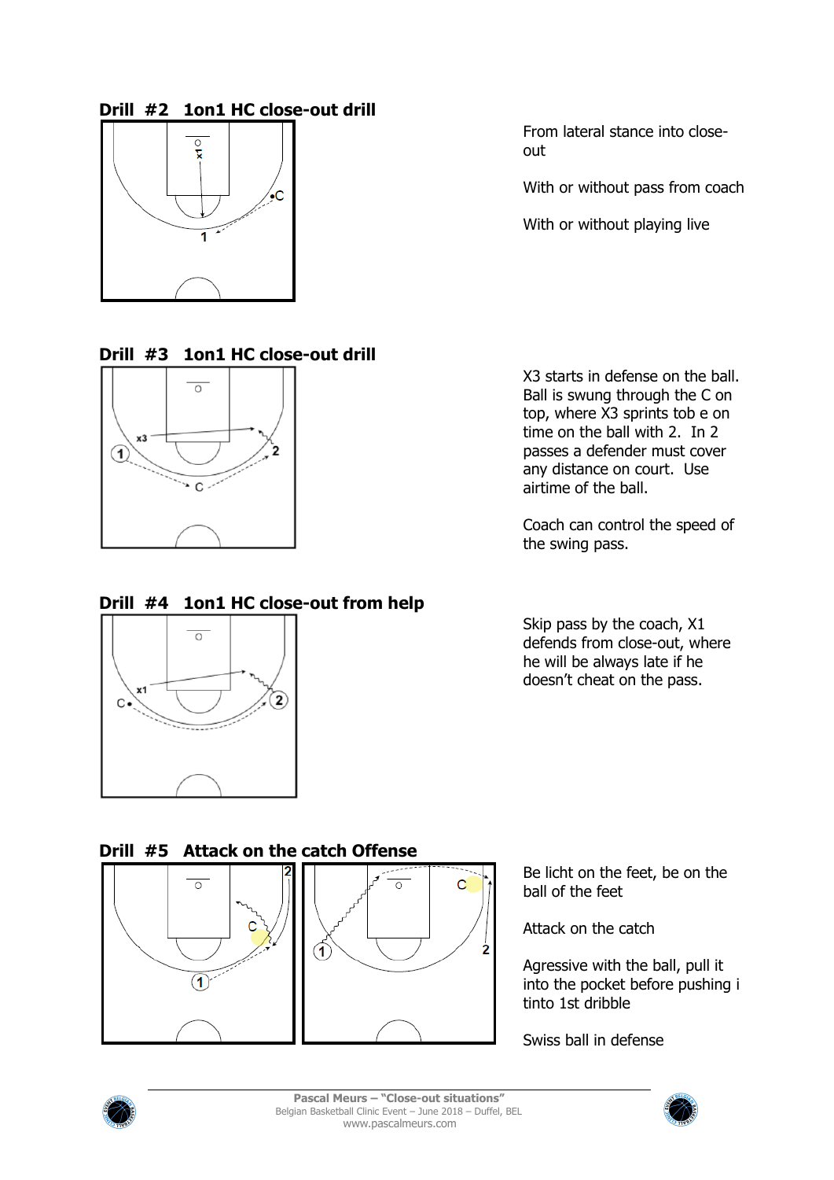## Drill #2 1on1 HC close-out drill

From lateral stance into close-out

With or without pass from coach

With or without playing live

## Drill #3 1on1 HC close-out drill

X3 starts in defense on the ball. Ball is swung through the C on top, where X3 sprints tob e on time on the ball with 2. In 2 passes a defender must cover any distance on court. Use airtime of the ball.

Coach can control the speed of the swing pass.

## Drill #4 1on1 HC close-out from help

Skip pass by the coach, X1 defends from close-out, where he will be always late if he doesn't cheat on the pass.

## Drill #5 Attack on the catch Offense

Be licht on the feet, be on the ball of the feet

Attack on the catch

Agressive with the ball, pull it into the pocket before pushing i tinto 1st dribble

Swiss ball in defense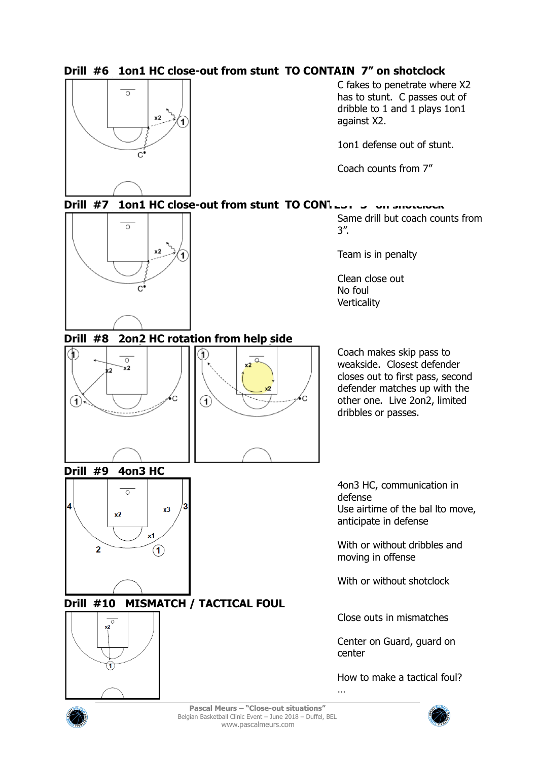## Drill #6 1on1 HC close-out from stunt TO CONTAIN 7" on shotclock

C fakes to penetrate where X2 has to stunt. C passes out of dribble to 1 and 1 plays 1on1 against X2.

1on1 defense out of stunt.

Coach counts from 7"

## Drill #7 1on1 HC close-out from stunt TO CONTEST 3" on shotclock

Same drill but coach counts from 3".

Team is in penalty

Clean close out
No foul
Verticality

## Drill #8 2on2 HC rotation from help side

Coach makes skip pass to weakside. Closest defender closes out to first pass, second defender matches up with the other one. Live 2on2, limited dribbles or passes.

## Drill #9 4on3 HC

4on3 HC, communication in defense
Use airtime of the bal lto move, anticipate in defense

With or without dribbles and moving in offense

With or without shotclock

## Drill #10 MISMATCH / TACTICAL FOUL

Close outs in mismatches

Center on Guard, guard on center

How to make a tactical foul?
…